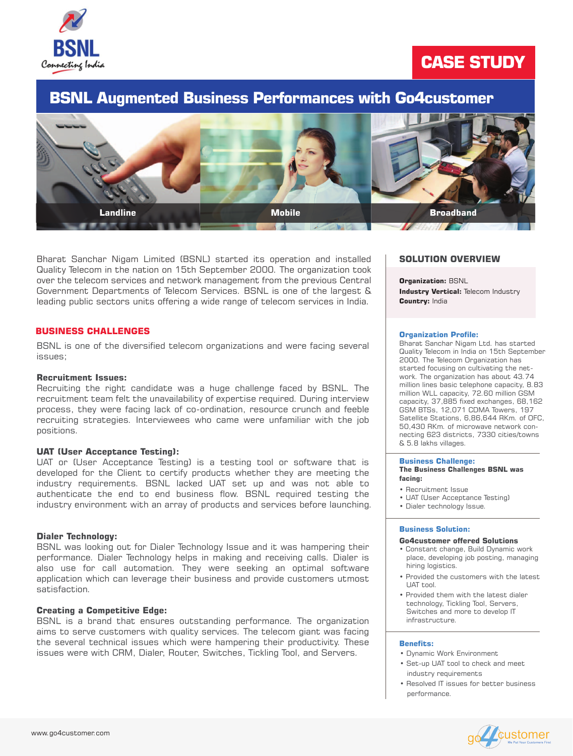BSNL
Connecting India

CASE STUDY

# BSNL Augmented Business Performances with Go4customer

Landline | Mobile | Broadband

Bharat Sanchar Nigam Limited (BSNL) started its operation and installed Quality Telecom in the nation on 15th September 2000. The organization took over the telecom services and network management from the previous Central Government Departments of Telecom Services. BSNL is one of the largest & leading public sectors units offering a wide range of telecom services in India.

## BUSINESS CHALLENGES

BSNL is one of the diversified telecom organizations and were facing several issues;

### Recruitment Issues:

Recruiting the right candidate was a huge challenge faced by BSNL. The recruitment team felt the unavailability of expertise required. During interview process, they were facing lack of co-ordination, resource crunch and feeble recruiting strategies. Interviewees who came were unfamiliar with the job positions.

### UAT (User Acceptance Testing):

UAT or (User Acceptance Testing) is a testing tool or software that is developed for the Client to certify products whether they are meeting the industry requirements. BSNL lacked UAT set up and was not able to authenticate the end to end business flow. BSNL required testing the industry environment with an array of products and services before launching.

### Dialer Technology:

BSNL was looking out for Dialer Technology Issue and it was hampering their performance. Dialer Technology helps in making and receiving calls. Dialer is also use for call automation. They were seeking an optimal software application which can leverage their business and provide customers utmost satisfaction.

### Creating a Competitive Edge:

BSNL is a brand that ensures outstanding performance. The organization aims to serve customers with quality services. The telecom giant was facing the several technical issues which were hampering their productivity. These issues were with CRM, Dialer, Router, Switches, Tickling Tool, and Servers.

## SOLUTION OVERVIEW

**Organization:** BSNL
**Industry Vertical:** Telecom Industry
**Country:** India

### Organization Profile:

Bharat Sanchar Nigam Ltd. has started Quality Telecom in India on 15th September 2000. The Telecom Organization has started focusing on cultivating the network. The organization has about 43.74 million lines basic telephone capacity, 8.83 million WLL capacity, 72.60 million GSM capacity, 37,885 fixed exchanges, 68,162 GSM BTSs, 12,071 CDMA Towers, 197 Satellite Stations, 6,86,644 RKm. of OFC, 50,430 RKm. of microwave network connecting 623 districts, 7330 cities/towns & 5.8 lakhs villages.

### Business Challenge:

**The Business Challenges BSNL was facing:**

- Recruitment Issue
- UAT (User Acceptance Testing)
- Dialer technology Issue.

### Business Solution:

**Go4customer offered Solutions**

- Constant change, Build Dynamic work place, developing job posting, managing hiring logistics.
- Provided the customers with the latest UAT tool.
- Provided them with the latest dialer technology, Tickling Tool, Servers, Switches and more to develop IT infrastructure.

### Benefits:

- Dynamic Work Environment
- Set-up UAT tool to check and meet industry requirements
- Resolved IT issues for better business performance.

www.go4customer.com

go4customer — We Put Your Customers First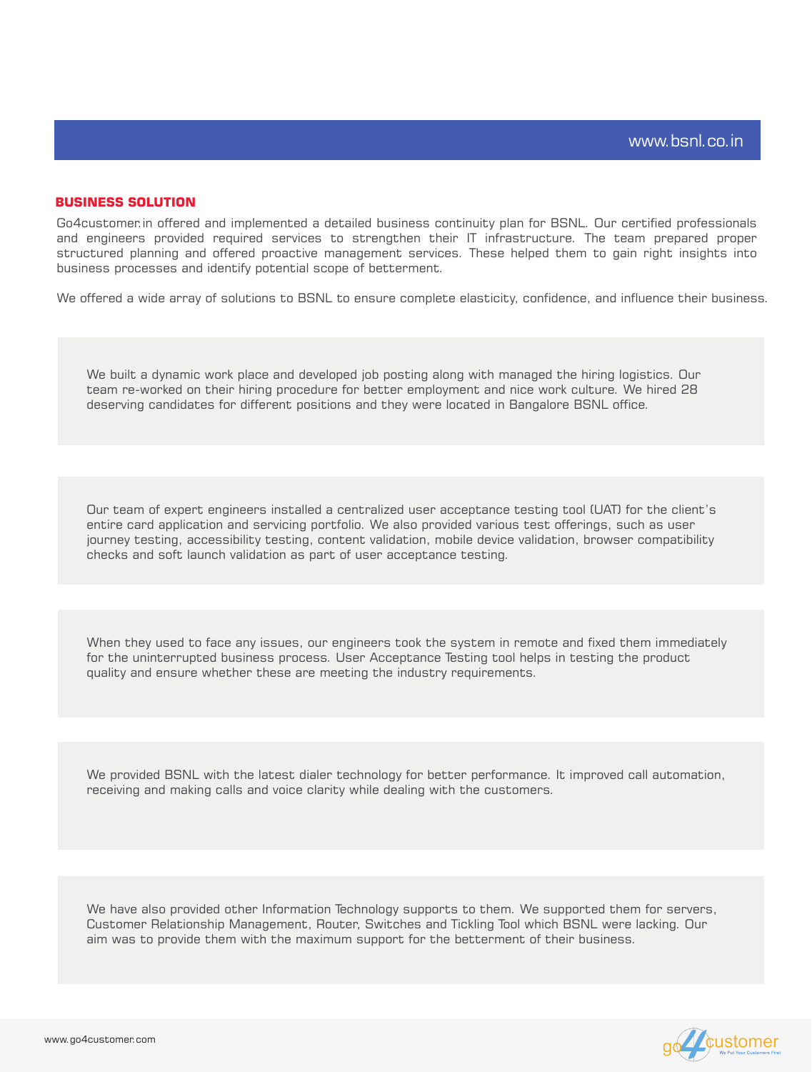www.bsnl.co.in

## BUSINESS SOLUTION

Go4customer.in offered and implemented a detailed business continuity plan for BSNL. Our certified professionals and engineers provided required services to strengthen their IT infrastructure. The team prepared proper structured planning and offered proactive management services. These helped them to gain right insights into business processes and identify potential scope of betterment.

We offered a wide array of solutions to BSNL to ensure complete elasticity, confidence, and influence their business.

We built a dynamic work place and developed job posting along with managed the hiring logistics. Our team re-worked on their hiring procedure for better employment and nice work culture. We hired 28 deserving candidates for different positions and they were located in Bangalore BSNL office.

Our team of expert engineers installed a centralized user acceptance testing tool (UAT) for the client's entire card application and servicing portfolio. We also provided various test offerings, such as user journey testing, accessibility testing, content validation, mobile device validation, browser compatibility checks and soft launch validation as part of user acceptance testing.

When they used to face any issues, our engineers took the system in remote and fixed them immediately for the uninterrupted business process. User Acceptance Testing tool helps in testing the product quality and ensure whether these are meeting the industry requirements.

We provided BSNL with the latest dialer technology for better performance. It improved call automation, receiving and making calls and voice clarity while dealing with the customers.

We have also provided other Information Technology supports to them. We supported them for servers, Customer Relationship Management, Router, Switches and Tickling Tool which BSNL were lacking. Our aim was to provide them with the maximum support for the betterment of their business.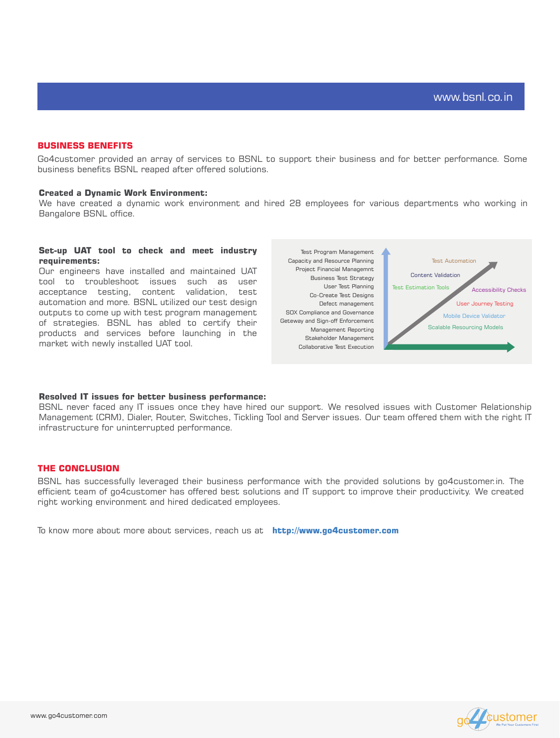## BUSINESS BENEFITS

Go4customer provided an array of services to BSNL to support their business and for better performance. Some business benefits BSNL reaped after offered solutions.

**Created a Dynamic Work Environment:**
We have created a dynamic work environment and hired 28 employees for various departments who working in Bangalore BSNL office.

**Set-up UAT tool to check and meet industry requirements:**
Our engineers have installed and maintained UAT tool to troubleshoot issues such as user acceptance testing, content validation, test automation and more. BSNL utilized our test design outputs to come up with test program management of strategies. BSNL has abled to certify their products and services before launching in the market with newly installed UAT tool.

Test Program Management
Capacity and Resource Planning
Project Financial Managemnt
Business Test Strategy
User Test Planning
Co-Create Test Designs
Defect management
SOX Compliance and Governance
Geteway and Sign-off Enforcement
Management Reporting
Stakeholder Management
Collaborative Test Execution

Test Automation
Content Validation
Test Estimation Tools
Accessibility Checks
User Journey Testing
Mobile Device Validator
Scalable Resourcing Models

**Resolved IT issues for better business performance:**
BSNL never faced any IT issues once they have hired our support. We resolved issues with Customer Relationship Management (CRM), Dialer, Router, Switches, Tickling Tool and Server issues. Our team offered them with the right IT infrastructure for uninterrupted performance.

## THE CONCLUSION

BSNL has successfully leveraged their business performance with the provided solutions by go4customer.in. The efficient team of go4customer has offered best solutions and IT support to improve their productivity. We created right working environment and hired dedicated employees.

To know more about more about services, reach us at **http://www.go4customer.com**